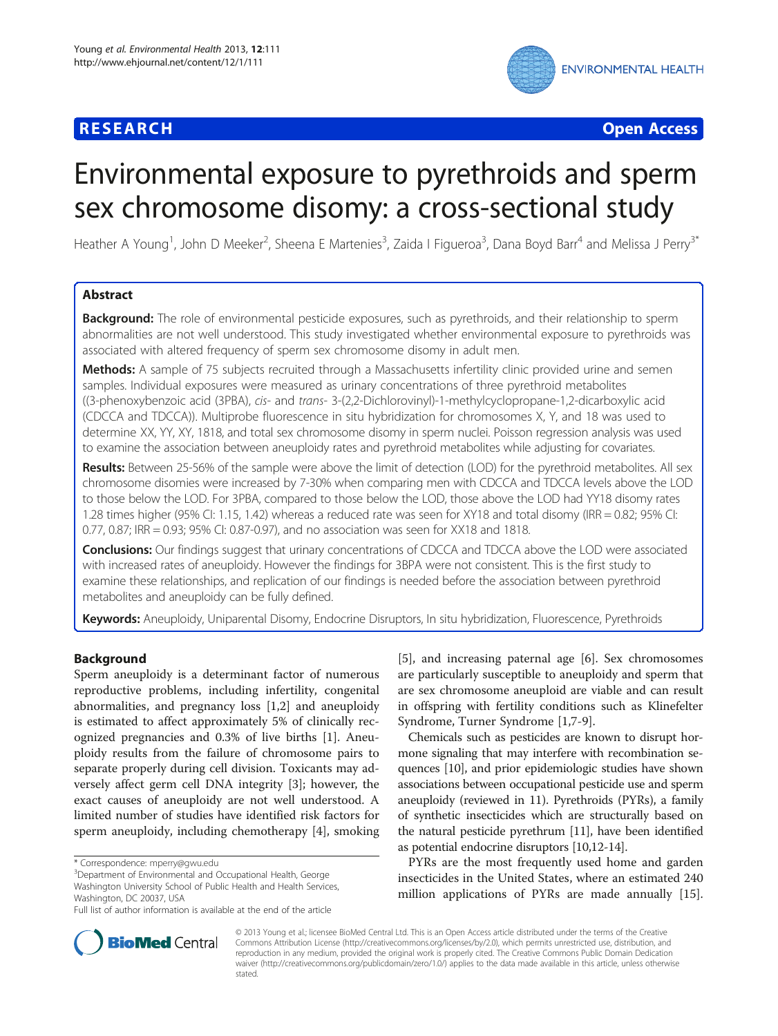**RESEARCH** **Open Access**

# Environmental exposure to pyrethroids and sperm sex chromosome disomy: a cross-sectional study

Heather A Young[1], John D Meeker[2], Sheena E Martenies[3], Zaida I Figueroa[3], Dana Boyd Barr[4] and Melissa J Perry[3*]

## Abstract

**Background:** The role of environmental pesticide exposures, such as pyrethroids, and their relationship to sperm abnormalities are not well understood. This study investigated whether environmental exposure to pyrethroids was associated with altered frequency of sperm sex chromosome disomy in adult men.

**Methods:** A sample of 75 subjects recruited through a Massachusetts infertility clinic provided urine and semen samples. Individual exposures were measured as urinary concentrations of three pyrethroid metabolites ((3-phenoxybenzoic acid (3PBA), *cis*- and *trans*- 3-(2,2-Dichlorovinyl)-1-methylcyclopropane-1,2-dicarboxylic acid (CDCCA and TDCCA)). Multiprobe fluorescence in situ hybridization for chromosomes X, Y, and 18 was used to determine XX, YY, XY, 1818, and total sex chromosome disomy in sperm nuclei. Poisson regression analysis was used to examine the association between aneuploidy rates and pyrethroid metabolites while adjusting for covariates.

**Results:** Between 25-56% of the sample were above the limit of detection (LOD) for the pyrethroid metabolites. All sex chromosome disomies were increased by 7-30% when comparing men with CDCCA and TDCCA levels above the LOD to those below the LOD. For 3PBA, compared to those below the LOD, those above the LOD had YY18 disomy rates 1.28 times higher (95% CI: 1.15, 1.42) whereas a reduced rate was seen for XY18 and total disomy (IRR = 0.82; 95% CI: 0.77, 0.87; IRR = 0.93; 95% CI: 0.87-0.97), and no association was seen for XX18 and 1818.

**Conclusions:** Our findings suggest that urinary concentrations of CDCCA and TDCCA above the LOD were associated with increased rates of aneuploidy. However the findings for 3BPA were not consistent. This is the first study to examine these relationships, and replication of our findings is needed before the association between pyrethroid metabolites and aneuploidy can be fully defined.

**Keywords:** Aneuploidy, Uniparental Disomy, Endocrine Disruptors, In situ hybridization, Fluorescence, Pyrethroids

## Background

Sperm aneuploidy is a determinant factor of numerous reproductive problems, including infertility, congenital abnormalities, and pregnancy loss [1,2] and aneuploidy is estimated to affect approximately 5% of clinically recognized pregnancies and 0.3% of live births [1]. Aneuploidy results from the failure of chromosome pairs to separate properly during cell division. Toxicants may adversely affect germ cell DNA integrity [3]; however, the exact causes of aneuploidy are not well understood. A limited number of studies have identified risk factors for sperm aneuploidy, including chemotherapy [4], smoking [5], and increasing paternal age [6]. Sex chromosomes are particularly susceptible to aneuploidy and sperm that are sex chromosome aneuploid are viable and can result in offspring with fertility conditions such as Klinefelter Syndrome, Turner Syndrome [1,7-9].

Chemicals such as pesticides are known to disrupt hormone signaling that may interfere with recombination sequences [10], and prior epidemiologic studies have shown associations between occupational pesticide use and sperm aneuploidy (reviewed in 11). Pyrethroids (PYRs), a family of synthetic insecticides which are structurally based on the natural pesticide pyrethrum [11], have been identified as potential endocrine disruptors [10,12-14].

PYRs are the most frequently used home and garden insecticides in the United States, where an estimated 240 million applications of PYRs are made annually [15].

\* Correspondence: mperry@gwu.edu
[3]Department of Environmental and Occupational Health, George Washington University School of Public Health and Health Services, Washington, DC 20037, USA
Full list of author information is available at the end of the article

© 2013 Young et al.; licensee BioMed Central Ltd. This is an Open Access article distributed under the terms of the Creative Commons Attribution License (http://creativecommons.org/licenses/by/2.0), which permits unrestricted use, distribution, and reproduction in any medium, provided the original work is properly cited. The Creative Commons Public Domain Dedication waiver (http://creativecommons.org/publicdomain/zero/1.0/) applies to the data made available in this article, unless otherwise stated.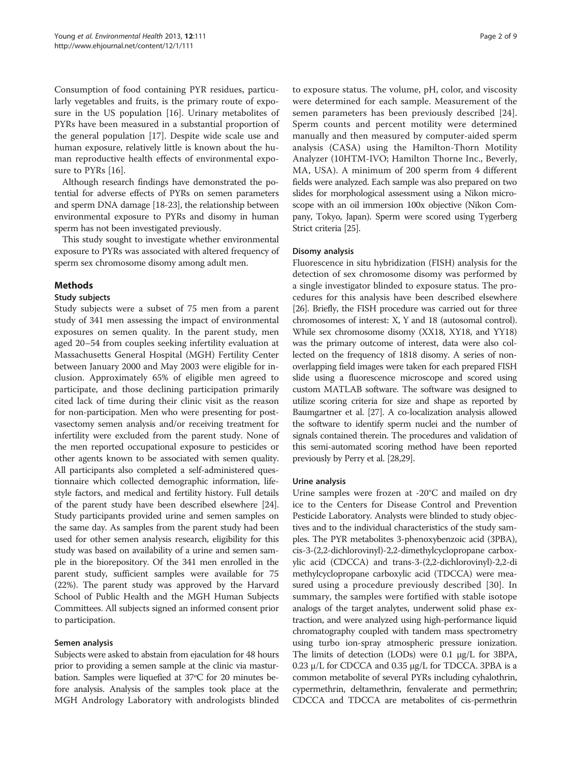Consumption of food containing PYR residues, particularly vegetables and fruits, is the primary route of exposure in the US population [16]. Urinary metabolites of PYRs have been measured in a substantial proportion of the general population [17]. Despite wide scale use and human exposure, relatively little is known about the human reproductive health effects of environmental exposure to PYRs [16].

Although research findings have demonstrated the potential for adverse effects of PYRs on semen parameters and sperm DNA damage [18-23], the relationship between environmental exposure to PYRs and disomy in human sperm has not been investigated previously.

This study sought to investigate whether environmental exposure to PYRs was associated with altered frequency of sperm sex chromosome disomy among adult men.

## Methods

### Study subjects

Study subjects were a subset of 75 men from a parent study of 341 men assessing the impact of environmental exposures on semen quality. In the parent study, men aged 20–54 from couples seeking infertility evaluation at Massachusetts General Hospital (MGH) Fertility Center between January 2000 and May 2003 were eligible for inclusion. Approximately 65% of eligible men agreed to participate, and those declining participation primarily cited lack of time during their clinic visit as the reason for non-participation. Men who were presenting for post-vasectomy semen analysis and/or receiving treatment for infertility were excluded from the parent study. None of the men reported occupational exposure to pesticides or other agents known to be associated with semen quality. All participants also completed a self-administered questionnaire which collected demographic information, lifestyle factors, and medical and fertility history. Full details of the parent study have been described elsewhere [24]. Study participants provided urine and semen samples on the same day. As samples from the parent study had been used for other semen analysis research, eligibility for this study was based on availability of a urine and semen sample in the biorepository. Of the 341 men enrolled in the parent study, sufficient samples were available for 75 (22%). The parent study was approved by the Harvard School of Public Health and the MGH Human Subjects Committees. All subjects signed an informed consent prior to participation.

### Semen analysis

Subjects were asked to abstain from ejaculation for 48 hours prior to providing a semen sample at the clinic via masturbation. Samples were liquefied at 37ºC for 20 minutes before analysis. Analysis of the samples took place at the MGH Andrology Laboratory with andrologists blinded to exposure status. The volume, pH, color, and viscosity were determined for each sample. Measurement of the semen parameters has been previously described [24]. Sperm counts and percent motility were determined manually and then measured by computer-aided sperm analysis (CASA) using the Hamilton-Thorn Motility Analyzer (10HTM-IVO; Hamilton Thorne Inc., Beverly, MA, USA). A minimum of 200 sperm from 4 different fields were analyzed. Each sample was also prepared on two slides for morphological assessment using a Nikon microscope with an oil immersion 100x objective (Nikon Company, Tokyo, Japan). Sperm were scored using Tygerberg Strict criteria [25].

### Disomy analysis

Fluorescence in situ hybridization (FISH) analysis for the detection of sex chromosome disomy was performed by a single investigator blinded to exposure status. The procedures for this analysis have been described elsewhere [26]. Briefly, the FISH procedure was carried out for three chromosomes of interest: X, Y and 18 (autosomal control). While sex chromosome disomy (XX18, XY18, and YY18) was the primary outcome of interest, data were also collected on the frequency of 1818 disomy. A series of non-overlapping field images were taken for each prepared FISH slide using a fluorescence microscope and scored using custom MATLAB software. The software was designed to utilize scoring criteria for size and shape as reported by Baumgartner et al. [27]. A co-localization analysis allowed the software to identify sperm nuclei and the number of signals contained therein. The procedures and validation of this semi-automated scoring method have been reported previously by Perry et al. [28,29].

### Urine analysis

Urine samples were frozen at -20°C and mailed on dry ice to the Centers for Disease Control and Prevention Pesticide Laboratory. Analysts were blinded to study objectives and to the individual characteristics of the study samples. The PYR metabolites 3-phenoxybenzoic acid (3PBA), cis-3-(2,2-dichlorovinyl)-2,2-dimethylcyclopropane carboxylic acid (CDCCA) and trans-3-(2,2-dichlorovinyl)-2,2-dimethylcyclopropane carboxylic acid (TDCCA) were measured using a procedure previously described [30]. In summary, the samples were fortified with stable isotope analogs of the target analytes, underwent solid phase extraction, and were analyzed using high-performance liquid chromatography coupled with tandem mass spectrometry using turbo ion-spray atmospheric pressure ionization. The limits of detection (LODs) were 0.1 μg/L for 3BPA, 0.23 μ/L for CDCCA and 0.35 μg/L for TDCCA. 3PBA is a common metabolite of several PYRs including cyhalothrin, cypermethrin, deltamethrin, fenvalerate and permethrin; CDCCA and TDCCA are metabolites of cis-permethrin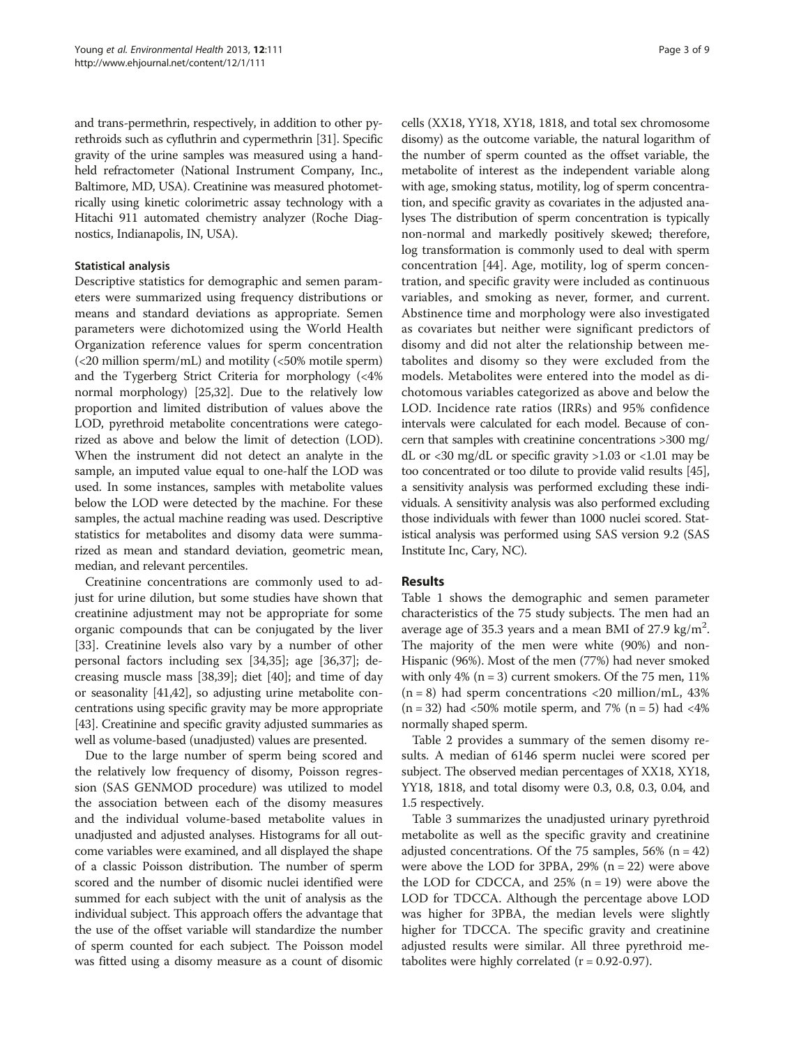and trans-permethrin, respectively, in addition to other pyrethroids such as cyfluthrin and cypermethrin [31]. Specific gravity of the urine samples was measured using a handheld refractometer (National Instrument Company, Inc., Baltimore, MD, USA). Creatinine was measured photometrically using kinetic colorimetric assay technology with a Hitachi 911 automated chemistry analyzer (Roche Diagnostics, Indianapolis, IN, USA).

### Statistical analysis

Descriptive statistics for demographic and semen parameters were summarized using frequency distributions or means and standard deviations as appropriate. Semen parameters were dichotomized using the World Health Organization reference values for sperm concentration (<20 million sperm/mL) and motility (<50% motile sperm) and the Tygerberg Strict Criteria for morphology (<4% normal morphology) [25,32]. Due to the relatively low proportion and limited distribution of values above the LOD, pyrethroid metabolite concentrations were categorized as above and below the limit of detection (LOD). When the instrument did not detect an analyte in the sample, an imputed value equal to one-half the LOD was used. In some instances, samples with metabolite values below the LOD were detected by the machine. For these samples, the actual machine reading was used. Descriptive statistics for metabolites and disomy data were summarized as mean and standard deviation, geometric mean, median, and relevant percentiles.

Creatinine concentrations are commonly used to adjust for urine dilution, but some studies have shown that creatinine adjustment may not be appropriate for some organic compounds that can be conjugated by the liver [33]. Creatinine levels also vary by a number of other personal factors including sex [34,35]; age [36,37]; decreasing muscle mass [38,39]; diet [40]; and time of day or seasonality [41,42], so adjusting urine metabolite concentrations using specific gravity may be more appropriate [43]. Creatinine and specific gravity adjusted summaries as well as volume-based (unadjusted) values are presented.

Due to the large number of sperm being scored and the relatively low frequency of disomy, Poisson regression (SAS GENMOD procedure) was utilized to model the association between each of the disomy measures and the individual volume-based metabolite values in unadjusted and adjusted analyses. Histograms for all outcome variables were examined, and all displayed the shape of a classic Poisson distribution. The number of sperm scored and the number of disomic nuclei identified were summed for each subject with the unit of analysis as the individual subject. This approach offers the advantage that the use of the offset variable will standardize the number of sperm counted for each subject. The Poisson model was fitted using a disomy measure as a count of disomic cells (XX18, YY18, XY18, 1818, and total sex chromosome disomy) as the outcome variable, the natural logarithm of the number of sperm counted as the offset variable, the metabolite of interest as the independent variable along with age, smoking status, motility, log of sperm concentration, and specific gravity as covariates in the adjusted analyses The distribution of sperm concentration is typically non-normal and markedly positively skewed; therefore, log transformation is commonly used to deal with sperm concentration [44]. Age, motility, log of sperm concentration, and specific gravity were included as continuous variables, and smoking as never, former, and current. Abstinence time and morphology were also investigated as covariates but neither were significant predictors of disomy and did not alter the relationship between metabolites and disomy so they were excluded from the models. Metabolites were entered into the model as dichotomous variables categorized as above and below the LOD. Incidence rate ratios (IRRs) and 95% confidence intervals were calculated for each model. Because of concern that samples with creatinine concentrations >300 mg/dL or <30 mg/dL or specific gravity >1.03 or <1.01 may be too concentrated or too dilute to provide valid results [45], a sensitivity analysis was performed excluding these individuals. A sensitivity analysis was also performed excluding those individuals with fewer than 1000 nuclei scored. Statistical analysis was performed using SAS version 9.2 (SAS Institute Inc, Cary, NC).

## Results

Table 1 shows the demographic and semen parameter characteristics of the 75 study subjects. The men had an average age of 35.3 years and a mean BMI of 27.9 kg/m$^2$. The majority of the men were white (90%) and non-Hispanic (96%). Most of the men (77%) had never smoked with only 4% (n = 3) current smokers. Of the 75 men, 11% (n = 8) had sperm concentrations <20 million/mL, 43% (n = 32) had <50% motile sperm, and 7% (n = 5) had <4% normally shaped sperm.

Table 2 provides a summary of the semen disomy results. A median of 6146 sperm nuclei were scored per subject. The observed median percentages of XX18, XY18, YY18, 1818, and total disomy were 0.3, 0.8, 0.3, 0.04, and 1.5 respectively.

Table 3 summarizes the unadjusted urinary pyrethroid metabolite as well as the specific gravity and creatinine adjusted concentrations. Of the 75 samples, 56% (n = 42) were above the LOD for 3PBA, 29% (n = 22) were above the LOD for CDCCA, and 25% (n = 19) were above the LOD for TDCCA. Although the percentage above LOD was higher for 3PBA, the median levels were slightly higher for TDCCA. The specific gravity and creatinine adjusted results were similar. All three pyrethroid metabolites were highly correlated (r = 0.92-0.97).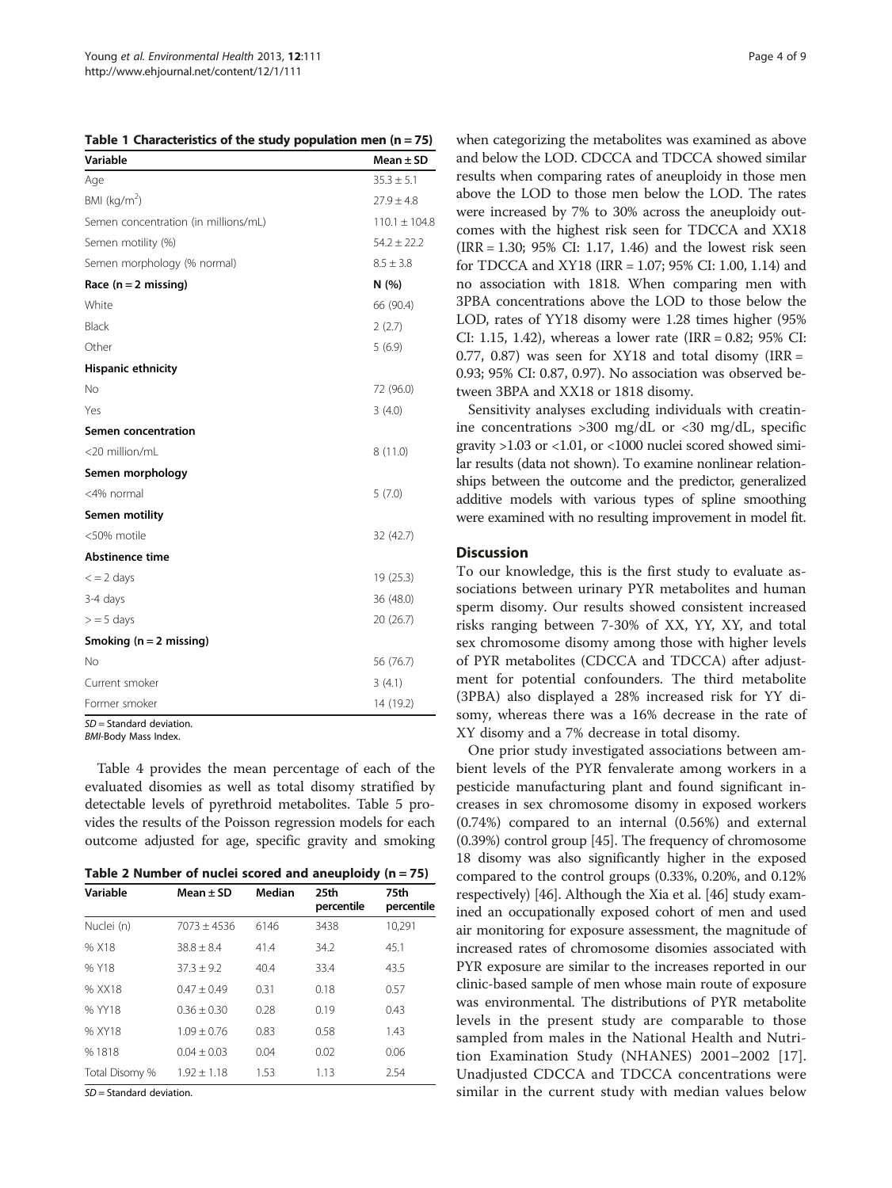**Table 1 Characteristics of the study population men (n = 75)**

| Variable | Mean ± SD |
|---|---|
| Age | 35.3 ± 5.1 |
| BMI (kg/m$^2$) | 27.9 ± 4.8 |
| Semen concentration (in millions/mL) | 110.1 ± 104.8 |
| Semen motility (%) | 54.2 ± 22.2 |
| Semen morphology (% normal) | 8.5 ± 3.8 |
| **Race (n = 2 missing)** | **N (%)** |
| White | 66 (90.4) |
| Black | 2 (2.7) |
| Other | 5 (6.9) |
| **Hispanic ethnicity** | |
| No | 72 (96.0) |
| Yes | 3 (4.0) |
| **Semen concentration** | |
| <20 million/mL | 8 (11.0) |
| **Semen morphology** | |
| <4% normal | 5 (7.0) |
| **Semen motility** | |
| <50% motile | 32 (42.7) |
| **Abstinence time** | |
| < = 2 days | 19 (25.3) |
| 3-4 days | 36 (48.0) |
| > = 5 days | 20 (26.7) |
| **Smoking (n = 2 missing)** | |
| No | 56 (76.7) |
| Current smoker | 3 (4.1) |
| Former smoker | 14 (19.2) |

*SD* = Standard deviation.
*BMI*-Body Mass Index.

Table 4 provides the mean percentage of each of the evaluated disomies as well as total disomy stratified by detectable levels of pyrethroid metabolites. Table 5 provides the results of the Poisson regression models for each outcome adjusted for age, specific gravity and smoking

**Table 2 Number of nuclei scored and aneuploidy (n = 75)**

| Variable | Mean ± SD | Median | 25th percentile | 75th percentile |
|---|---|---|---|---|
| Nuclei (n) | 7073 ± 4536 | 6146 | 3438 | 10,291 |
| % X18 | 38.8 ± 8.4 | 41.4 | 34.2 | 45.1 |
| % Y18 | 37.3 ± 9.2 | 40.4 | 33.4 | 43.5 |
| % XX18 | 0.47 ± 0.49 | 0.31 | 0.18 | 0.57 |
| % YY18 | 0.36 ± 0.30 | 0.28 | 0.19 | 0.43 |
| % XY18 | 1.09 ± 0.76 | 0.83 | 0.58 | 1.43 |
| % 1818 | 0.04 ± 0.03 | 0.04 | 0.02 | 0.06 |
| Total Disomy % | 1.92 ± 1.18 | 1.53 | 1.13 | 2.54 |

*SD* = Standard deviation.

when categorizing the metabolites was examined as above and below the LOD. CDCCA and TDCCA showed similar results when comparing rates of aneuploidy in those men above the LOD to those men below the LOD. The rates were increased by 7% to 30% across the aneuploidy outcomes with the highest risk seen for TDCCA and XX18 (IRR = 1.30; 95% CI: 1.17, 1.46) and the lowest risk seen for TDCCA and XY18 (IRR = 1.07; 95% CI: 1.00, 1.14) and no association with 1818. When comparing men with 3PBA concentrations above the LOD to those below the LOD, rates of YY18 disomy were 1.28 times higher (95% CI: 1.15, 1.42), whereas a lower rate (IRR = 0.82; 95% CI: 0.77, 0.87) was seen for XY18 and total disomy (IRR = 0.93; 95% CI: 0.87, 0.97). No association was observed between 3BPA and XX18 or 1818 disomy.

Sensitivity analyses excluding individuals with creatinine concentrations >300 mg/dL or <30 mg/dL, specific gravity >1.03 or <1.01, or <1000 nuclei scored showed similar results (data not shown). To examine nonlinear relationships between the outcome and the predictor, generalized additive models with various types of spline smoothing were examined with no resulting improvement in model fit.

## Discussion

To our knowledge, this is the first study to evaluate associations between urinary PYR metabolites and human sperm disomy. Our results showed consistent increased risks ranging between 7-30% of XX, YY, XY, and total sex chromosome disomy among those with higher levels of PYR metabolites (CDCCA and TDCCA) after adjustment for potential confounders. The third metabolite (3PBA) also displayed a 28% increased risk for YY disomy, whereas there was a 16% decrease in the rate of XY disomy and a 7% decrease in total disomy.

One prior study investigated associations between ambient levels of the PYR fenvalerate among workers in a pesticide manufacturing plant and found significant increases in sex chromosome disomy in exposed workers (0.74%) compared to an internal (0.56%) and external (0.39%) control group [45]. The frequency of chromosome 18 disomy was also significantly higher in the exposed compared to the control groups (0.33%, 0.20%, and 0.12% respectively) [46]. Although the Xia et al. [46] study examined an occupationally exposed cohort of men and used air monitoring for exposure assessment, the magnitude of increased rates of chromosome disomies associated with PYR exposure are similar to the increases reported in our clinic-based sample of men whose main route of exposure was environmental. The distributions of PYR metabolite levels in the present study are comparable to those sampled from males in the National Health and Nutrition Examination Study (NHANES) 2001–2002 [17]. Unadjusted CDCCA and TDCCA concentrations were similar in the current study with median values below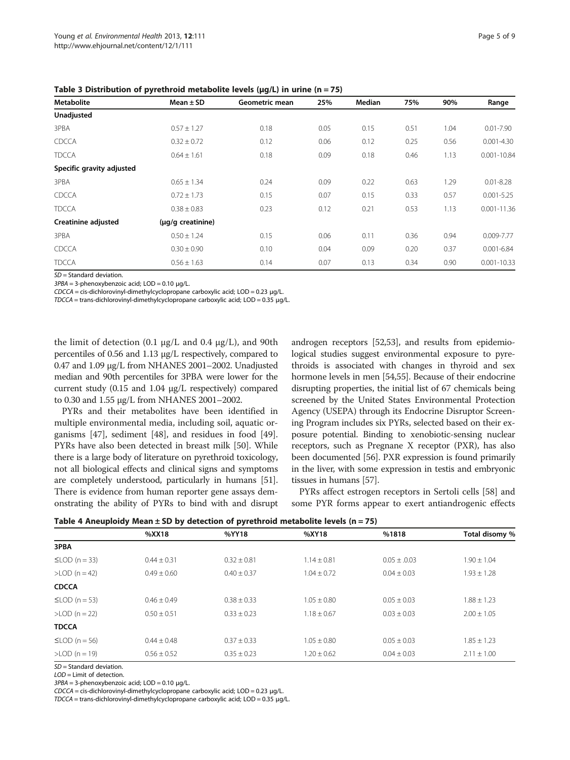**Table 3 Distribution of pyrethroid metabolite levels (μg/L) in urine (n = 75)**

| Metabolite | Mean ± SD | Geometric mean | 25% | Median | 75% | 90% | Range |
|---|---|---|---|---|---|---|---|
| **Unadjusted** | | | | | | | |
| 3PBA | 0.57 ± 1.27 | 0.18 | 0.05 | 0.15 | 0.51 | 1.04 | 0.01-7.90 |
| CDCCA | 0.32 ± 0.72 | 0.12 | 0.06 | 0.12 | 0.25 | 0.56 | 0.001-4.30 |
| TDCCA | 0.64 ± 1.61 | 0.18 | 0.09 | 0.18 | 0.46 | 1.13 | 0.001-10.84 |
| **Specific gravity adjusted** | | | | | | | |
| 3PBA | 0.65 ± 1.34 | 0.24 | 0.09 | 0.22 | 0.63 | 1.29 | 0.01-8.28 |
| CDCCA | 0.72 ± 1.73 | 0.15 | 0.07 | 0.15 | 0.33 | 0.57 | 0.001-5.25 |
| TDCCA | 0.38 ± 0.83 | 0.23 | 0.12 | 0.21 | 0.53 | 1.13 | 0.001-11.36 |
| **Creatinine adjusted** | (μg/g creatinine) | | | | | | |
| 3PBA | 0.50 ± 1.24 | 0.15 | 0.06 | 0.11 | 0.36 | 0.94 | 0.009-7.77 |
| CDCCA | 0.30 ± 0.90 | 0.10 | 0.04 | 0.09 | 0.20 | 0.37 | 0.001-6.84 |
| TDCCA | 0.56 ± 1.63 | 0.14 | 0.07 | 0.13 | 0.34 | 0.90 | 0.001-10.33 |

*SD* = Standard deviation.
*3PBA* = 3-phenoxybenzoic acid; LOD = 0.10 μg/L.
*CDCCA* = cis-dichlorovinyl-dimethylcyclopropane carboxylic acid; LOD = 0.23 μg/L.
*TDCCA* = trans-dichlorovinyl-dimethylcyclopropane carboxylic acid; LOD = 0.35 μg/L.

the limit of detection (0.1 μg/L and 0.4 μg/L), and 90th percentiles of 0.56 and 1.13 μg/L respectively, compared to 0.47 and 1.09 μg/L from NHANES 2001–2002. Unadjusted median and 90th percentiles for 3PBA were lower for the current study (0.15 and 1.04 μg/L respectively) compared to 0.30 and 1.55 μg/L from NHANES 2001–2002.

PYRs and their metabolites have been identified in multiple environmental media, including soil, aquatic organisms [47], sediment [48], and residues in food [49]. PYRs have also been detected in breast milk [50]. While there is a large body of literature on pyrethroid toxicology, not all biological effects and clinical signs and symptoms are completely understood, particularly in humans [51]. There is evidence from human reporter gene assays demonstrating the ability of PYRs to bind with and disrupt androgen receptors [52,53], and results from epidemiological studies suggest environmental exposure to pyrethroids is associated with changes in thyroid and sex hormone levels in men [54,55]. Because of their endocrine disrupting properties, the initial list of 67 chemicals being screened by the United States Environmental Protection Agency (USEPA) through its Endocrine Disruptor Screening Program includes six PYRs, selected based on their exposure potential. Binding to xenobiotic-sensing nuclear receptors, such as Pregnane X receptor (PXR), has also been documented [56]. PXR expression is found primarily in the liver, with some expression in testis and embryonic tissues in humans [57].

PYRs affect estrogen receptors in Sertoli cells [58] and some PYR forms appear to exert antiandrogenic effects

**Table 4 Aneuploidy Mean ± SD by detection of pyrethroid metabolite levels (n = 75)**

| | %XX18 | %YY18 | %XY18 | %1818 | Total disomy % |
|---|---|---|---|---|---|
| **3PBA** | | | | | |
| ≤LOD (n = 33) | 0.44 ± 0.31 | 0.32 ± 0.81 | 1.14 ± 0.81 | 0.05 ± .0.03 | 1.90 ± 1.04 |
| >LOD (n = 42) | 0.49 ± 0.60 | 0.40 ± 0.37 | 1.04 ± 0.72 | 0.04 ± 0.03 | 1.93 ± 1.28 |
| **CDCCA** | | | | | |
| ≤LOD (n = 53) | 0.46 ± 0.49 | 0.38 ± 0.33 | 1.05 ± 0.80 | 0.05 ± 0.03 | 1.88 ± 1.23 |
| >LOD (n = 22) | 0.50 ± 0.51 | 0.33 ± 0.23 | 1.18 ± 0.67 | 0.03 ± 0.03 | 2.00 ± 1.05 |
| **TDCCA** | | | | | |
| ≤LOD (n = 56) | 0.44 ± 0.48 | 0.37 ± 0.33 | 1.05 ± 0.80 | 0.05 ± 0.03 | 1.85 ± 1.23 |
| >LOD (n = 19) | 0.56 ± 0.52 | 0.35 ± 0.23 | 1.20 ± 0.62 | 0.04 ± 0.03 | 2.11 ± 1.00 |

*SD* = Standard deviation.
*LOD* = Limit of detection.
*3PBA* = 3-phenoxybenzoic acid; LOD = 0.10 μg/L.
*CDCCA* = cis-dichlorovinyl-dimethylcyclopropane carboxylic acid; LOD = 0.23 μg/L.
*TDCCA* = trans-dichlorovinyl-dimethylcyclopropane carboxylic acid; LOD = 0.35 μg/L.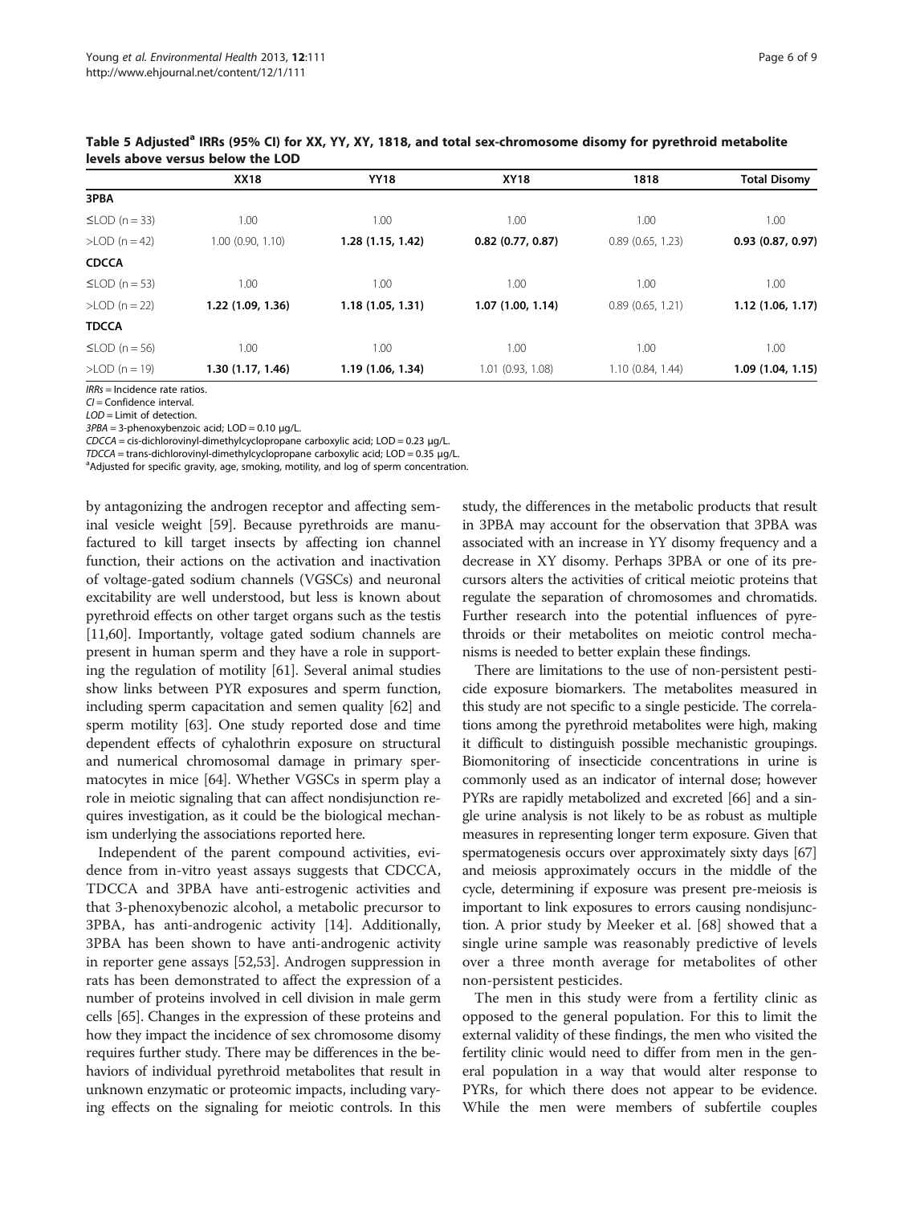**Table 5 Adjusted[a] IRRs (95% CI) for XX, YY, XY, 1818, and total sex-chromosome disomy for pyrethroid metabolite levels above versus below the LOD**

| | XX18 | YY18 | XY18 | 1818 | Total Disomy |
|---|---|---|---|---|---|
| **3PBA** | | | | | |
| ≤LOD (n = 33) | 1.00 | 1.00 | 1.00 | 1.00 | 1.00 |
| >LOD (n = 42) | 1.00 (0.90, 1.10) | **1.28 (1.15, 1.42)** | **0.82 (0.77, 0.87)** | 0.89 (0.65, 1.23) | **0.93 (0.87, 0.97)** |
| **CDCCA** | | | | | |
| ≤LOD (n = 53) | 1.00 | 1.00 | 1.00 | 1.00 | 1.00 |
| >LOD (n = 22) | **1.22 (1.09, 1.36)** | **1.18 (1.05, 1.31)** | **1.07 (1.00, 1.14)** | 0.89 (0.65, 1.21) | **1.12 (1.06, 1.17)** |
| **TDCCA** | | | | | |
| ≤LOD (n = 56) | 1.00 | 1.00 | 1.00 | 1.00 | 1.00 |
| >LOD (n = 19) | **1.30 (1.17, 1.46)** | **1.19 (1.06, 1.34)** | 1.01 (0.93, 1.08) | 1.10 (0.84, 1.44) | **1.09 (1.04, 1.15)** |

*IRRs* = Incidence rate ratios.
*CI* = Confidence interval.
*LOD* = Limit of detection.
*3PBA* = 3-phenoxybenzoic acid; LOD = 0.10 μg/L.
*CDCCA* = cis-dichlorovinyl-dimethylcyclopropane carboxylic acid; LOD = 0.23 μg/L.
*TDCCA* = trans-dichlorovinyl-dimethylcyclopropane carboxylic acid; LOD = 0.35 μg/L.
[a]Adjusted for specific gravity, age, smoking, motility, and log of sperm concentration.

by antagonizing the androgen receptor and affecting seminal vesicle weight [59]. Because pyrethroids are manufactured to kill target insects by affecting ion channel function, their actions on the activation and inactivation of voltage-gated sodium channels (VGSCs) and neuronal excitability are well understood, but less is known about pyrethroid effects on other target organs such as the testis [11,60]. Importantly, voltage gated sodium channels are present in human sperm and they have a role in supporting the regulation of motility [61]. Several animal studies show links between PYR exposures and sperm function, including sperm capacitation and semen quality [62] and sperm motility [63]. One study reported dose and time dependent effects of cyhalothrin exposure on structural and numerical chromosomal damage in primary spermatocytes in mice [64]. Whether VGSCs in sperm play a role in meiotic signaling that can affect nondisjunction requires investigation, as it could be the biological mechanism underlying the associations reported here.

Independent of the parent compound activities, evidence from in-vitro yeast assays suggests that CDCCA, TDCCA and 3PBA have anti-estrogenic activities and that 3-phenoxybenzoic alcohol, a metabolic precursor to 3PBA, has anti-androgenic activity [14]. Additionally, 3PBA has been shown to have anti-androgenic activity in reporter gene assays [52,53]. Androgen suppression in rats has been demonstrated to affect the expression of a number of proteins involved in cell division in male germ cells [65]. Changes in the expression of these proteins and how they impact the incidence of sex chromosome disomy requires further study. There may be differences in the behaviors of individual pyrethroid metabolites that result in unknown enzymatic or proteomic impacts, including varying effects on the signaling for meiotic controls. In this study, the differences in the metabolic products that result in 3PBA may account for the observation that 3PBA was associated with an increase in YY disomy frequency and a decrease in XY disomy. Perhaps 3PBA or one of its precursors alters the activities of critical meiotic proteins that regulate the separation of chromosomes and chromatids. Further research into the potential influences of pyrethroids or their metabolites on meiotic control mechanisms is needed to better explain these findings.

There are limitations to the use of non-persistent pesticide exposure biomarkers. The metabolites measured in this study are not specific to a single pesticide. The correlations among the pyrethroid metabolites were high, making it difficult to distinguish possible mechanistic groupings. Biomonitoring of insecticide concentrations in urine is commonly used as an indicator of internal dose; however PYRs are rapidly metabolized and excreted [66] and a single urine analysis is not likely to be as robust as multiple measures in representing longer term exposure. Given that spermatogenesis occurs over approximately sixty days [67] and meiosis approximately occurs in the middle of the cycle, determining if exposure was present pre-meiosis is important to link exposures to errors causing nondisjunction. A prior study by Meeker et al. [68] showed that a single urine sample was reasonably predictive of levels over a three month average for metabolites of other non-persistent pesticides.

The men in this study were from a fertility clinic as opposed to the general population. For this to limit the external validity of these findings, the men who visited the fertility clinic would need to differ from men in the general population in a way that would alter response to PYRs, for which there does not appear to be evidence. While the men were members of subfertile couples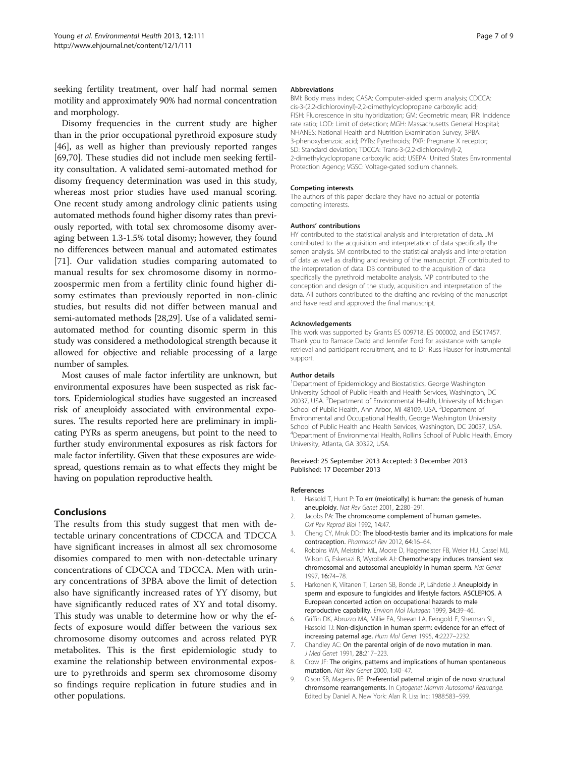seeking fertility treatment, over half had normal semen motility and approximately 90% had normal concentration and morphology.

Disomy frequencies in the current study are higher than in the prior occupational pyrethroid exposure study [46], as well as higher than previously reported ranges [69,70]. These studies did not include men seeking fertility consultation. A validated semi-automated method for disomy frequency determination was used in this study, whereas most prior studies have used manual scoring. One recent study among andrology clinic patients using automated methods found higher disomy rates than previously reported, with total sex chromosome disomy averaging between 1.3-1.5% total disomy; however, they found no differences between manual and automated estimates [71]. Our validation studies comparing automated to manual results for sex chromosome disomy in normozoospermic men from a fertility clinic found higher disomy estimates than previously reported in non-clinic studies, but results did not differ between manual and semi-automated methods [28,29]. Use of a validated semi-automated method for counting disomic sperm in this study was considered a methodological strength because it allowed for objective and reliable processing of a large number of samples.

Most causes of male factor infertility are unknown, but environmental exposures have been suspected as risk factors. Epidemiological studies have suggested an increased risk of aneuploidy associated with environmental exposures. The results reported here are preliminary in implicating PYRs as sperm aneugens, but point to the need to further study environmental exposures as risk factors for male factor infertility. Given that these exposures are widespread, questions remain as to what effects they might be having on population reproductive health.

## Conclusions

The results from this study suggest that men with detectable urinary concentrations of CDCCA and TDCCA have significant increases in almost all sex chromosome disomies compared to men with non-detectable urinary concentrations of CDCCA and TDCCA. Men with urinary concentrations of 3PBA above the limit of detection also have significantly increased rates of YY disomy, but have significantly reduced rates of XY and total disomy. This study was unable to determine how or why the effects of exposure would differ between the various sex chromosome disomy outcomes and across related PYR metabolites. This is the first epidemiologic study to examine the relationship between environmental exposure to pyrethroids and sperm sex chromosome disomy so findings require replication in future studies and in other populations.

#### Abbreviations

BMI: Body mass index; CASA: Computer-aided sperm analysis; CDCCA: cis-3-(2,2-dichlorovinyl)-2,2-dimethylcyclopropane carboxylic acid; FISH: Fluorescence in situ hybridization; GM: Geometric mean; IRR: Incidence rate ratio; LOD: Limit of detection; MGH: Massachusetts General Hospital; NHANES: National Health and Nutrition Examination Survey; 3PBA: 3-phenoxybenzoic acid; PYRs: Pyrethroids; PXR: Pregnane X receptor; SD: Standard deviation; TDCCA: Trans-3-(2,2-dichlorovinyl)-2, 2-dimethylcyclopropane carboxylic acid; USEPA: United States Environmental Protection Agency; VGSC: Voltage-gated sodium channels.

#### Competing interests

The authors of this paper declare they have no actual or potential competing interests.

#### Authors' contributions

HY contributed to the statistical analysis and interpretation of data. JM contributed to the acquisition and interpretation of data specifically the semen analysis. SM contributed to the statistical analysis and interpretation of data as well as drafting and revising of the manuscript. ZF contributed to the interpretation of data. DB contributed to the acquisition of data specifically the pyrethroid metabolite analysis. MP contributed to the conception and design of the study, acquisition and interpretation of the data. All authors contributed to the drafting and revising of the manuscript and have read and approved the final manuscript.

#### Acknowledgements

This work was supported by Grants ES 009718, ES 000002, and ES017457. Thank you to Ramace Dadd and Jennifer Ford for assistance with sample retrieval and participant recruitment, and to Dr. Russ Hauser for instrumental support.

#### Author details

[1]Department of Epidemiology and Biostatistics, George Washington University School of Public Health and Health Services, Washington, DC 20037, USA. [2]Department of Environmental Health, University of Michigan School of Public Health, Ann Arbor, MI 48109, USA. [3]Department of Environmental and Occupational Health, George Washington University School of Public Health and Health Services, Washington, DC 20037, USA. [4]Department of Environmental Health, Rollins School of Public Health, Emory University, Atlanta, GA 30322, USA.

Received: 25 September 2013 Accepted: 3 December 2013
Published: 17 December 2013

#### References

1. Hassold T, Hunt P: **To err (meiotically) is human: the genesis of human aneuploidy.** *Nat Rev Genet* 2001, **2:**280–291.
2. Jacobs PA: **The chromosome complement of human gametes.** *Oxf Rev Reprod Biol* 1992, **14:**47.
3. Cheng CY, Mruk DD: **The blood-testis barrier and its implications for male contraception.** *Pharmacol Rev* 2012, **64:**16–64.
4. Robbins WA, Meistrich ML, Moore D, Hagemeister FB, Weier HU, Cassel MJ, Wilson G, Eskenazi B, Wyrobek AJ: **Chemotherapy induces transient sex chromosomal and autosomal aneuploidy in human sperm.** *Nat Genet* 1997, **16:**74–78.
5. Harkonen K, Viitanen T, Larsen SB, Bonde JP, Lähdetie J: **Aneuploidy in sperm and exposure to fungicides and lifestyle factors. ASCLEPIOS. A European concerted action on occupational hazards to male reproductive capability.** *Environ Mol Mutagen* 1999, **34:**39–46.
6. Griffin DK, Abruzzo MA, Millie EA, Sheean LA, Feingold E, Sherman SL, Hassold TJ: **Non-disjunction in human sperm: evidence for an effect of increasing paternal age.** *Hum Mol Genet* 1995, **4:**2227–2232.
7. Chandley AC: **On the parental origin of de novo mutation in man.** *J Med Genet* 1991, **28:**217–223.
8. Crow JF: **The origins, patterns and implications of human spontaneous mutation.** *Nat Rev Genet* 2000, **1:**40–47.
9. Olson SB, Magenis RE: **Preferential paternal origin of de novo structural chromsome rearrangements.** In *Cytogenet Mamm Autosomal Rearrange.* Edited by Daniel A. New York: Alan R. Liss Inc; 1988:583–599.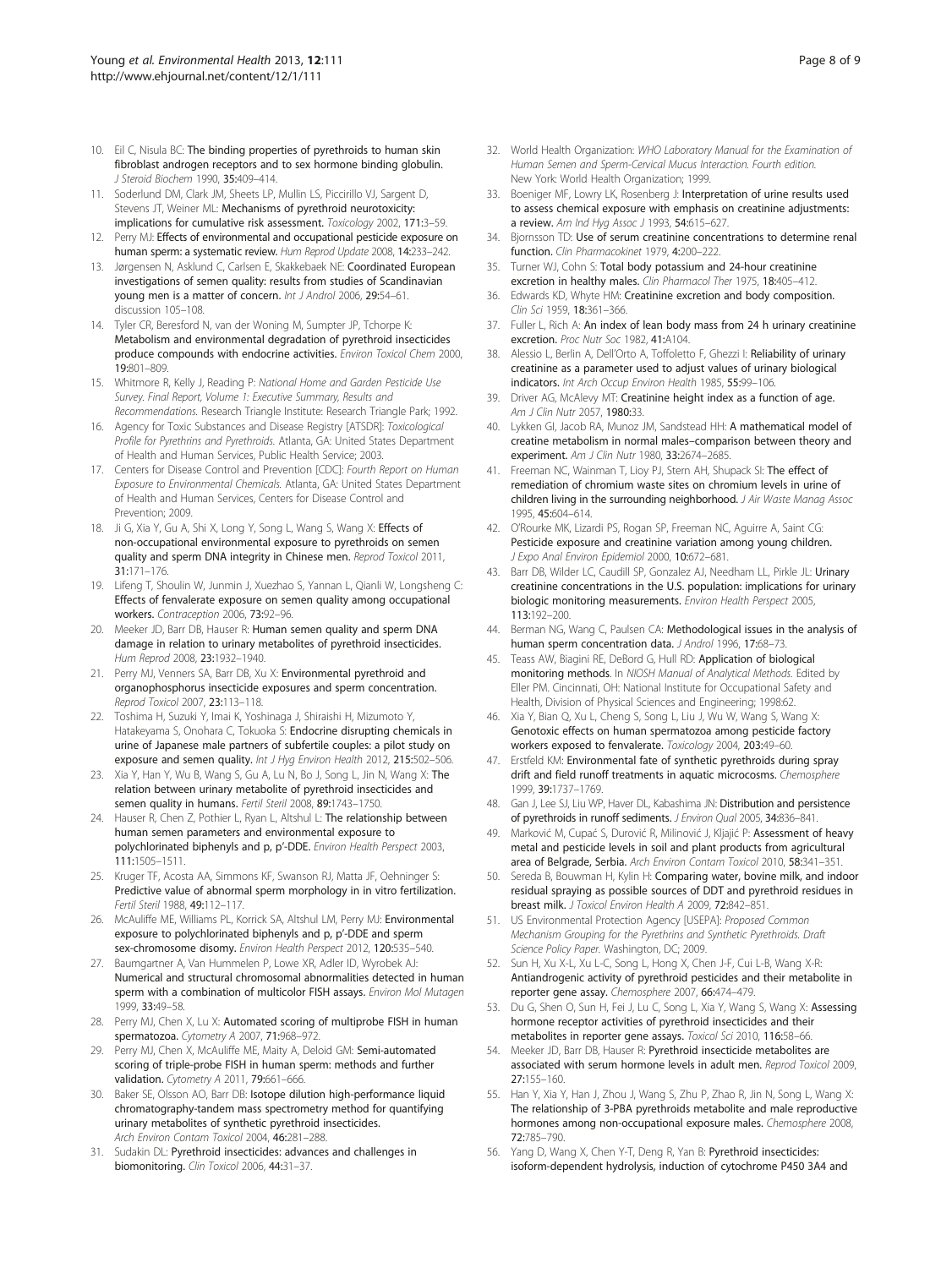10. Eil C, Nisula BC: **The binding properties of pyrethroids to human skin fibroblast androgen receptors and to sex hormone binding globulin.** *J Steroid Biochem* 1990, **35:**409–414.
11. Soderlund DM, Clark JM, Sheets LP, Mullin LS, Piccirillo VJ, Sargent D, Stevens JT, Weiner ML: **Mechanisms of pyrethroid neurotoxicity: implications for cumulative risk assessment.** *Toxicology* 2002, **171:**3–59.
12. Perry MJ: **Effects of environmental and occupational pesticide exposure on human sperm: a systematic review.** *Hum Reprod Update* 2008, **14:**233–242.
13. Jørgensen N, Asklund C, Carlsen E, Skakkebaek NE: **Coordinated European investigations of semen quality: results from studies of Scandinavian young men is a matter of concern.** *Int J Androl* 2006, **29:**54–61. discussion 105–108.
14. Tyler CR, Beresford N, van der Woning M, Sumpter JP, Tchorpe K: **Metabolism and environmental degradation of pyrethroid insecticides produce compounds with endocrine activities.** *Environ Toxicol Chem* 2000, **19:**801–809.
15. Whitmore R, Kelly J, Reading P: *National Home and Garden Pesticide Use Survey. Final Report, Volume 1: Executive Summary, Results and Recommendations.* Research Triangle Institute: Research Triangle Park; 1992.
16. Agency for Toxic Substances and Disease Registry [ATSDR]: *Toxicological Profile for Pyrethrins and Pyrethroids.* Atlanta, GA: United States Department of Health and Human Services, Public Health Service; 2003.
17. Centers for Disease Control and Prevention [CDC]: *Fourth Report on Human Exposure to Environmental Chemicals.* Atlanta, GA: United States Department of Health and Human Services, Centers for Disease Control and Prevention; 2009.
18. Ji G, Xia Y, Gu A, Shi X, Long Y, Song L, Wang S, Wang X: **Effects of non-occupational environmental exposure to pyrethroids on semen quality and sperm DNA integrity in Chinese men.** *Reprod Toxicol* 2011, **31:**171–176.
19. Lifeng T, Shoulin W, Junmin J, Xuezhao S, Yannan L, Qianli W, Longsheng C: **Effects of fenvalerate exposure on semen quality among occupational workers.** *Contraception* 2006, **73:**92–96.
20. Meeker JD, Barr DB, Hauser R: **Human semen quality and sperm DNA damage in relation to urinary metabolites of pyrethroid insecticides.** *Hum Reprod* 2008, **23:**1932–1940.
21. Perry MJ, Venners SA, Barr DB, Xu X: **Environmental pyrethroid and organophosphorus insecticide exposures and sperm concentration.** *Reprod Toxicol* 2007, **23:**113–118.
22. Toshima H, Suzuki Y, Imai K, Yoshinaga J, Shiraishi H, Mizumoto Y, Hatakeyama S, Onohara C, Tokuoka S: **Endocrine disrupting chemicals in urine of Japanese male partners of subfertile couples: a pilot study on exposure and semen quality.** *Int J Hyg Environ Health* 2012, **215:**502–506.
23. Xia Y, Han Y, Wu B, Wang S, Gu A, Lu N, Bo J, Song L, Jin N, Wang X: **The relation between urinary metabolite of pyrethroid insecticides and semen quality in humans.** *Fertil Steril* 2008, **89:**1743–1750.
24. Hauser R, Chen Z, Pothier L, Ryan L, Altshul L: **The relationship between human semen parameters and environmental exposure to polychlorinated biphenyls and p, p′-DDE.** *Environ Health Perspect* 2003, **111:**1505–1511.
25. Kruger TF, Acosta AA, Simmons KF, Swanson RJ, Matta JF, Oehninger S: **Predictive value of abnormal sperm morphology in in vitro fertilization.** *Fertil Steril* 1988, **49:**112–117.
26. McAuliffe ME, Williams PL, Korrick SA, Altshul LM, Perry MJ: **Environmental exposure to polychlorinated biphenyls and p, p′-DDE and sperm sex-chromosome disomy.** *Environ Health Perspect* 2012, **120:**535–540.
27. Baumgartner A, Van Hummelen P, Lowe XR, Adler ID, Wyrobek AJ: **Numerical and structural chromosomal abnormalities detected in human sperm with a combination of multicolor FISH assays.** *Environ Mol Mutagen* 1999, **33:**49–58.
28. Perry MJ, Chen X, Lu X: **Automated scoring of multiprobe FISH in human spermatozoa.** *Cytometry A* 2007, **71:**968–972.
29. Perry MJ, Chen X, McAuliffe ME, Maity A, Deloid GM: **Semi-automated scoring of triple-probe FISH in human sperm: methods and further validation.** *Cytometry A* 2011, **79:**661–666.
30. Baker SE, Olsson AO, Barr DB: **Isotope dilution high-performance liquid chromatography-tandem mass spectrometry method for quantifying urinary metabolites of synthetic pyrethroid insecticides.** *Arch Environ Contam Toxicol* 2004, **46:**281–288.
31. Sudakin DL: **Pyrethroid insecticides: advances and challenges in biomonitoring.** *Clin Toxicol* 2006, **44:**31–37.
32. World Health Organization: *WHO Laboratory Manual for the Examination of Human Semen and Sperm-Cervical Mucus Interaction. Fourth edition.* New York: World Health Organization; 1999.
33. Boeniger MF, Lowry LK, Rosenberg J: **Interpretation of urine results used to assess chemical exposure with emphasis on creatinine adjustments: a review.** *Am Ind Hyg Assoc J* 1993, **54:**615–627.
34. Bjornsson TD: **Use of serum creatinine concentrations to determine renal function.** *Clin Pharmacokinet* 1979, **4:**200–222.
35. Turner WJ, Cohn S: **Total body potassium and 24-hour creatinine excretion in healthy males.** *Clin Pharmacol Ther* 1975, **18:**405–412.
36. Edwards KD, Whyte HM: **Creatinine excretion and body composition.** *Clin Sci* 1959, **18:**361–366.
37. Fuller L, Rich A: **An index of lean body mass from 24 h urinary creatinine excretion.** *Proc Nutr Soc* 1982, **41:**A104.
38. Alessio L, Berlin A, Dell'Orto A, Toffoletto F, Ghezzi I: **Reliability of urinary creatinine as a parameter used to adjust values of urinary biological indicators.** *Int Arch Occup Environ Health* 1985, **55:**99–106.
39. Driver AG, McAlevy MT: **Creatinine height index as a function of age.** *Am J Clin Nutr* 2057, **1980:**33.
40. Lykken GI, Jacob RA, Munoz JM, Sandstead HH: **A mathematical model of creatine metabolism in normal males–comparison between theory and experiment.** *Am J Clin Nutr* 1980, **33:**2674–2685.
41. Freeman NC, Wainman T, Lioy PJ, Stern AH, Shupack SI: **The effect of remediation of chromium waste sites on chromium levels in urine of children living in the surrounding neighborhood.** *J Air Waste Manag Assoc* 1995, **45:**604–614.
42. O'Rourke MK, Lizardi PS, Rogan SP, Freeman NC, Aguirre A, Saint CG: **Pesticide exposure and creatinine variation among young children.** *J Expo Anal Environ Epidemiol* 2000, **10:**672–681.
43. Barr DB, Wilder LC, Caudill SP, Gonzalez AJ, Needham LL, Pirkle JL: **Urinary creatinine concentrations in the U.S. population: implications for urinary biologic monitoring measurements.** *Environ Health Perspect* 2005, **113:**192–200.
44. Berman NG, Wang C, Paulsen CA: **Methodological issues in the analysis of human sperm concentration data.** *J Androl* 1996, **17:**68–73.
45. Teass AW, Biagini RE, DeBord G, Hull RD: **Application of biological monitoring methods.** In *NIOSH Manual of Analytical Methods.* Edited by Eller PM. Cincinnati, OH: National Institute for Occupational Safety and Health, Division of Physical Sciences and Engineering; 1998:62.
46. Xia Y, Bian Q, Xu L, Cheng S, Song L, Liu J, Wu W, Wang S, Wang X: **Genotoxic effects on human spermatozoa among pesticide factory workers exposed to fenvalerate.** *Toxicology* 2004, **203:**49–60.
47. Erstfeld KM: **Environmental fate of synthetic pyrethroids during spray drift and field runoff treatments in aquatic microcosms.** *Chemosphere* 1999, **39:**1737–1769.
48. Gan J, Lee SJ, Liu WP, Haver DL, Kabashima JN: **Distribution and persistence of pyrethroids in runoff sediments.** *J Environ Qual* 2005, **34:**836–841.
49. Marković M, Cupać S, Đurović R, Milinović J, Kljajić P: **Assessment of heavy metal and pesticide levels in soil and plant products from agricultural area of Belgrade, Serbia.** *Arch Environ Contam Toxicol* 2010, **58:**341–351.
50. Sereda B, Bouwman H, Kylin H: **Comparing water, bovine milk, and indoor residual spraying as possible sources of DDT and pyrethroid residues in breast milk.** *J Toxicol Environ Health A* 2009, **72:**842–851.
51. US Environmental Protection Agency [USEPA]: *Proposed Common Mechanism Grouping for the Pyrethrins and Synthetic Pyrethroids. Draft Science Policy Paper.* Washington, DC; 2009.
52. Sun H, Xu X-L, Xu L-C, Song L, Hong X, Chen J-F, Cui L-B, Wang X-R: **Antiandrogenic activity of pyrethroid pesticides and their metabolite in reporter gene assay.** *Chemosphere* 2007, **66:**474–479.
53. Du G, Shen O, Sun H, Fei J, Lu C, Song L, Xia Y, Wang S, Wang X: **Assessing hormone receptor activities of pyrethroid insecticides and their metabolites in reporter gene assays.** *Toxicol Sci* 2010, **116:**58–66.
54. Meeker JD, Barr DB, Hauser R: **Pyrethroid insecticide metabolites are associated with serum hormone levels in adult men.** *Reprod Toxicol* 2009, **27:**155–160.
55. Han Y, Xia Y, Han J, Zhou J, Wang S, Zhu P, Zhao R, Jin N, Song L, Wang X: **The relationship of 3-PBA pyrethroids metabolite and male reproductive hormones among non-occupational exposure males.** *Chemosphere* 2008, **72:**785–790.
56. Yang D, Wang X, Chen Y-T, Deng R, Yan B: **Pyrethroid insecticides: isoform-dependent hydrolysis, induction of cytochrome P450 3A4 and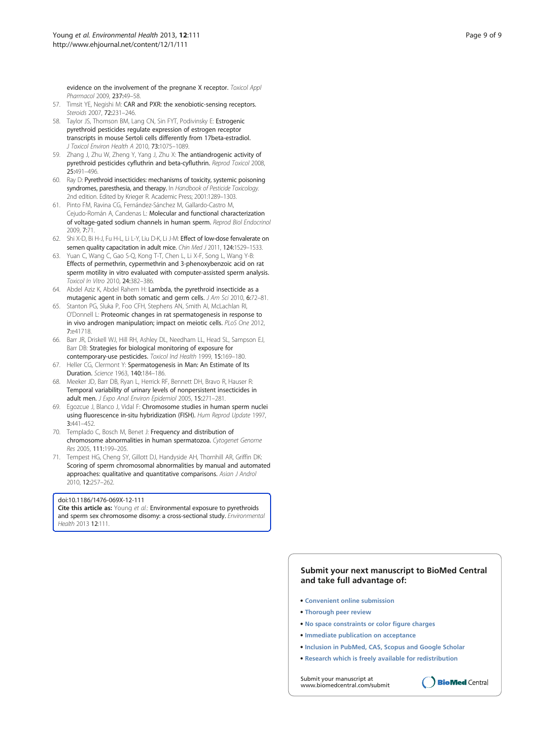evidence on the involvement of the pregnane X receptor. *Toxicol Appl Pharmacol* 2009, **237:**49–58.

57. Timsit YE, Negishi M: **CAR and PXR: the xenobiotic-sensing receptors.** *Steroids* 2007, **72:**231–246.
58. Taylor JS, Thomson BM, Lang CN, Sin FYT, Podivinsky E: **Estrogenic pyrethroid pesticides regulate expression of estrogen receptor transcripts in mouse Sertoli cells differently from 17beta-estradiol.** *J Toxicol Environ Health A* 2010, **73:**1075–1089.
59. Zhang J, Zhu W, Zheng Y, Yang J, Zhu X: **The antiandrogenic activity of pyrethroid pesticides cyfluthrin and beta-cyfluthrin.** *Reprod Toxicol* 2008, **25:**491–496.
60. Ray D: **Pyrethroid insecticides: mechanisms of toxicity, systemic poisoning syndromes, paresthesia, and therapy.** In *Handbook of Pesticide Toxicology.* 2nd edition. Edited by Krieger R. Academic Press; 2001:1289–1303.
61. Pinto FM, Ravina CG, Fernández-Sánchez M, Gallardo-Castro M, Cejudo-Román A, Candenas L: **Molecular and functional characterization of voltage-gated sodium channels in human sperm.** *Reprod Biol Endocrinol* 2009, **7:**71.
62. Shi X-D, Bi H-J, Fu H-L, Li L-Y, Liu D-K, Li J-M: **Effect of low-dose fenvalerate on semen quality capacitation in adult mice.** *Chin Med J* 2011, **124:**1529–1533.
63. Yuan C, Wang C, Gao S-Q, Kong T-T, Chen L, Li X-F, Song L, Wang Y-B: **Effects of permethrin, cypermethrin and 3-phenoxybenzoic acid on rat sperm motility in vitro evaluated with computer-assisted sperm analysis.** *Toxicol In Vitro* 2010, **24:**382–386.
64. Abdel Aziz K, Abdel Rahem H: **Lambda, the pyrethroid insecticide as a mutagenic agent in both somatic and germ cells.** *J Am Sci* 2010, **6:**72–81.
65. Stanton PG, Sluka P, Foo CFH, Stephens AN, Smith AI, McLachlan RI, O'Donnell L: **Proteomic changes in rat spermatogenesis in response to in vivo androgen manipulation; impact on meiotic cells.** *PLoS One* 2012, **7:**e41718.
66. Barr JR, Driskell WJ, Hill RH, Ashley DL, Needham LL, Head SL, Sampson EJ, Barr DB: **Strategies for biological monitoring of exposure for contemporary-use pesticides.** *Toxicol Ind Health* 1999, **15:**169–180.
67. Heller CG, Clermont Y: **Spermatogenesis in Man: An Estimate of Its Duration.** *Science* 1963, **140:**184–186.
68. Meeker JD, Barr DB, Ryan L, Herrick RF, Bennett DH, Bravo R, Hauser R: **Temporal variability of urinary levels of nonpersistent insecticides in adult men.** *J Expo Anal Environ Epidemiol* 2005, **15:**271–281.
69. Egozcue J, Blanco J, Vidal F: **Chromosome studies in human sperm nuclei using fluorescence in-situ hybridization (FISH).** *Hum Reprod Update* 1997, **3:**441–452.
70. Templado C, Bosch M, Benet J: **Frequency and distribution of chromosome abnormalities in human spermatozoa.** *Cytogenet Genome Res* 2005, **111:**199–205.
71. Tempest HG, Cheng SY, Gillott DJ, Handyside AH, Thornhill AR, Griffin DK: **Scoring of sperm chromosomal abnormalities by manual and automated approaches: qualitative and quantitative comparisons.** *Asian J Androl* 2010, **12:**257–262.

doi:10.1186/1476-069X-12-111
**Cite this article as:** Young *et al.*: Environmental exposure to pyrethroids and sperm sex chromosome disomy: a cross-sectional study. *Environmental Health* 2013 **12**:111.

**Submit your next manuscript to BioMed Central and take full advantage of:**

- **Convenient online submission**
- **Thorough peer review**
- **No space constraints or color figure charges**
- **Immediate publication on acceptance**
- **Inclusion in PubMed, CAS, Scopus and Google Scholar**
- **Research which is freely available for redistribution**

Submit your manuscript at
www.biomedcentral.com/submit

BioMed Central